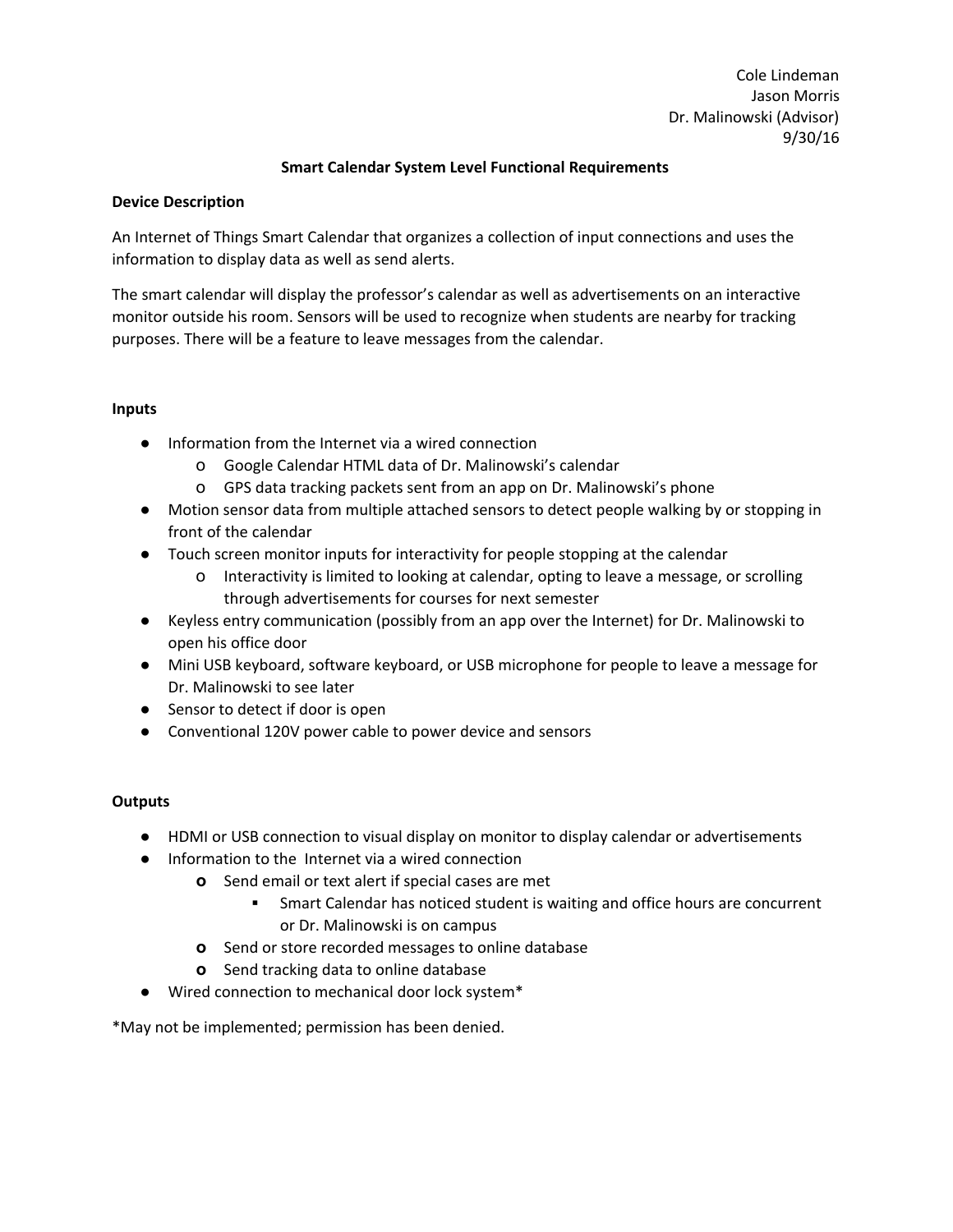Cole Lindeman
Jason Morris
Dr. Malinowski (Advisor)
9/30/16

# Smart Calendar System Level Functional Requirements

**Device Description**

An Internet of Things Smart Calendar that organizes a collection of input connections and uses the information to display data as well as send alerts.

The smart calendar will display the professor's calendar as well as advertisements on an interactive monitor outside his room. Sensors will be used to recognize when students are nearby for tracking purposes. There will be a feature to leave messages from the calendar.

**Inputs**

- Information from the Internet via a wired connection
  - Google Calendar HTML data of Dr. Malinowski's calendar
  - GPS data tracking packets sent from an app on Dr. Malinowski's phone
- Motion sensor data from multiple attached sensors to detect people walking by or stopping in front of the calendar
- Touch screen monitor inputs for interactivity for people stopping at the calendar
  - Interactivity is limited to looking at calendar, opting to leave a message, or scrolling through advertisements for courses for next semester
- Keyless entry communication (possibly from an app over the Internet) for Dr. Malinowski to open his office door
- Mini USB keyboard, software keyboard, or USB microphone for people to leave a message for Dr. Malinowski to see later
- Sensor to detect if door is open
- Conventional 120V power cable to power device and sensors

**Outputs**

- HDMI or USB connection to visual display on monitor to display calendar or advertisements
- Information to the Internet via a wired connection
  - Send email or text alert if special cases are met
    - Smart Calendar has noticed student is waiting and office hours are concurrent or Dr. Malinowski is on campus
  - Send or store recorded messages to online database
  - Send tracking data to online database
- Wired connection to mechanical door lock system*

*May not be implemented; permission has been denied.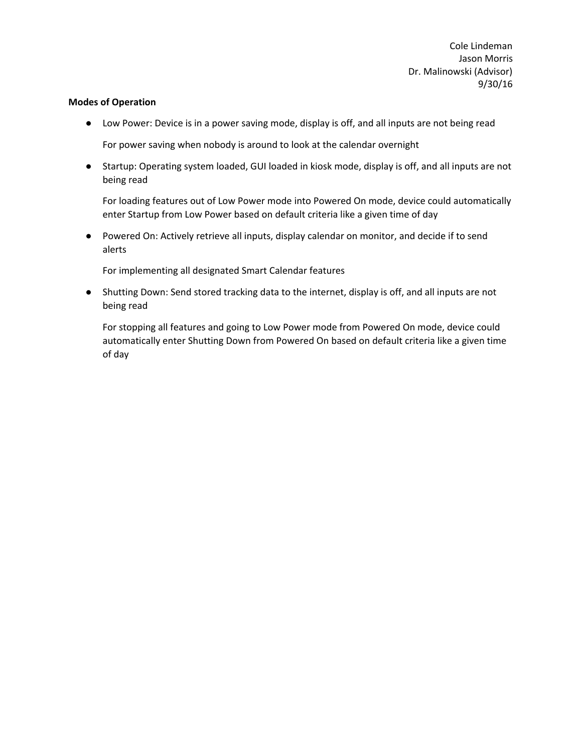Cole Lindeman
Jason Morris
Dr. Malinowski (Advisor)
9/30/16

**Modes of Operation**

- Low Power: Device is in a power saving mode, display is off, and all inputs are not being read

  For power saving when nobody is around to look at the calendar overnight

- Startup: Operating system loaded, GUI loaded in kiosk mode, display is off, and all inputs are not being read

  For loading features out of Low Power mode into Powered On mode, device could automatically enter Startup from Low Power based on default criteria like a given time of day

- Powered On: Actively retrieve all inputs, display calendar on monitor, and decide if to send alerts

  For implementing all designated Smart Calendar features

- Shutting Down: Send stored tracking data to the internet, display is off, and all inputs are not being read

  For stopping all features and going to Low Power mode from Powered On mode, device could automatically enter Shutting Down from Powered On based on default criteria like a given time of day